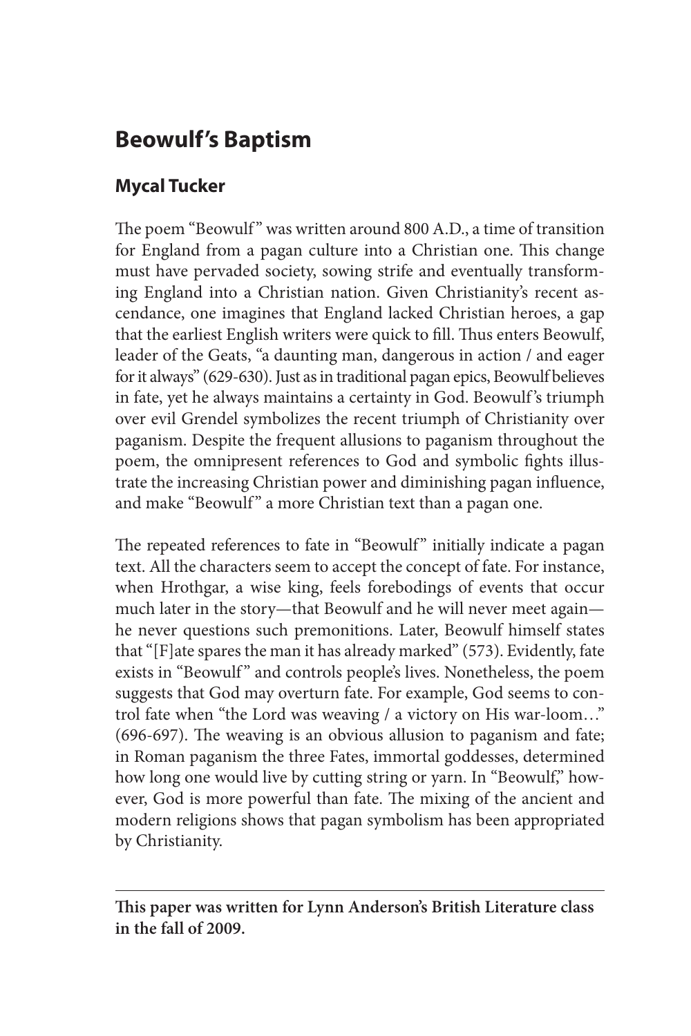# Beowulf's Baptism

## Mycal Tucker

The poem "Beowulf" was written around 800 A.D., a time of transition for England from a pagan culture into a Christian one. This change must have pervaded society, sowing strife and eventually transforming England into a Christian nation. Given Christianity's recent ascendance, one imagines that England lacked Christian heroes, a gap that the earliest English writers were quick to fill. Thus enters Beowulf, leader of the Geats, "a daunting man, dangerous in action / and eager for it always" (629-630). Just as in traditional pagan epics, Beowulf believes in fate, yet he always maintains a certainty in God. Beowulf's triumph over evil Grendel symbolizes the recent triumph of Christianity over paganism. Despite the frequent allusions to paganism throughout the poem, the omnipresent references to God and symbolic fights illustrate the increasing Christian power and diminishing pagan influence, and make "Beowulf" a more Christian text than a pagan one.

The repeated references to fate in "Beowulf" initially indicate a pagan text. All the characters seem to accept the concept of fate. For instance, when Hrothgar, a wise king, feels forebodings of events that occur much later in the story—that Beowulf and he will never meet again—he never questions such premonitions. Later, Beowulf himself states that "[F]ate spares the man it has already marked" (573). Evidently, fate exists in "Beowulf" and controls people's lives. Nonetheless, the poem suggests that God may overturn fate. For example, God seems to control fate when "the Lord was weaving / a victory on His war-loom…" (696-697). The weaving is an obvious allusion to paganism and fate; in Roman paganism the three Fates, immortal goddesses, determined how long one would live by cutting string or yarn. In "Beowulf," however, God is more powerful than fate. The mixing of the ancient and modern religions shows that pagan symbolism has been appropriated by Christianity.

---

**This paper was written for Lynn Anderson's British Literature class in the fall of 2009.**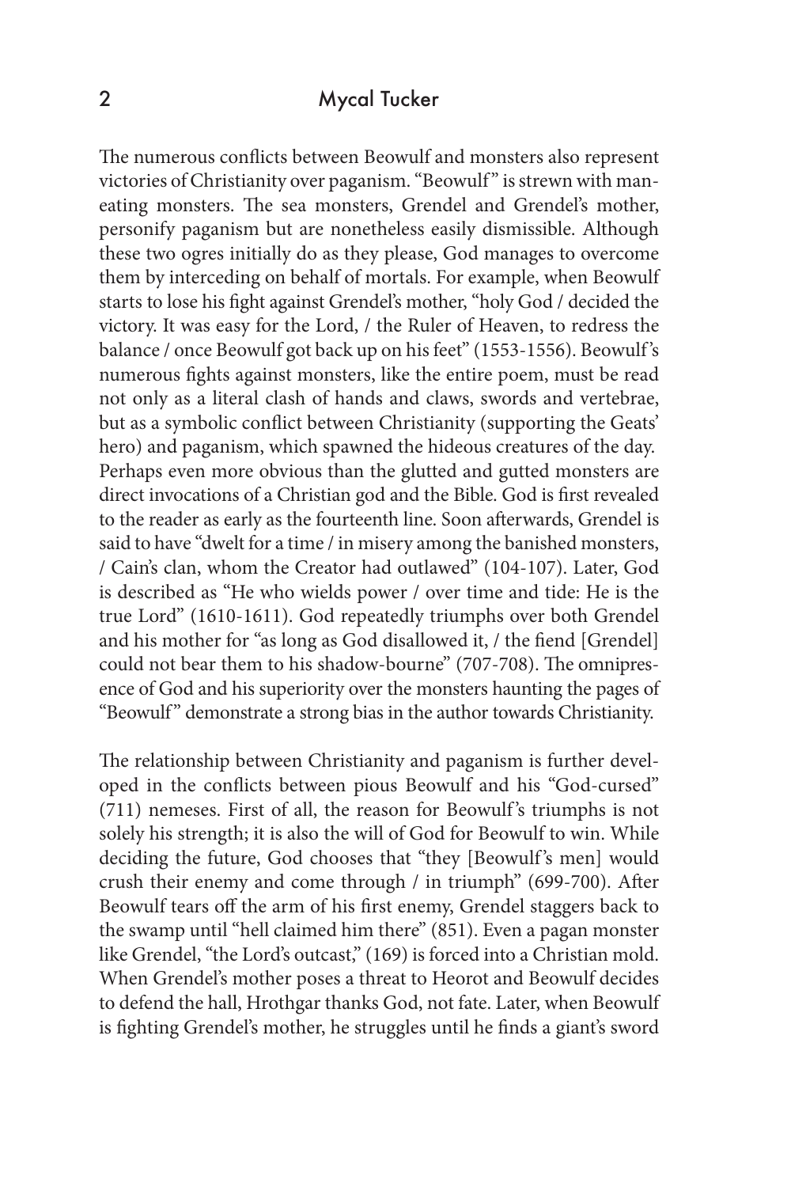The numerous conflicts between Beowulf and monsters also represent victories of Christianity over paganism. "Beowulf" is strewn with man-eating monsters. The sea monsters, Grendel and Grendel's mother, personify paganism but are nonetheless easily dismissible. Although these two ogres initially do as they please, God manages to overcome them by interceding on behalf of mortals. For example, when Beowulf starts to lose his fight against Grendel's mother, "holy God / decided the victory. It was easy for the Lord, / the Ruler of Heaven, to redress the balance / once Beowulf got back up on his feet" (1553-1556). Beowulf's numerous fights against monsters, like the entire poem, must be read not only as a literal clash of hands and claws, swords and vertebrae, but as a symbolic conflict between Christianity (supporting the Geats' hero) and paganism, which spawned the hideous creatures of the day. Perhaps even more obvious than the glutted and gutted monsters are direct invocations of a Christian god and the Bible. God is first revealed to the reader as early as the fourteenth line. Soon afterwards, Grendel is said to have "dwelt for a time / in misery among the banished monsters, / Cain's clan, whom the Creator had outlawed" (104-107). Later, God is described as "He who wields power / over time and tide: He is the true Lord" (1610-1611). God repeatedly triumphs over both Grendel and his mother for "as long as God disallowed it, / the fiend [Grendel] could not bear them to his shadow-bourne" (707-708). The omnipresence of God and his superiority over the monsters haunting the pages of "Beowulf" demonstrate a strong bias in the author towards Christianity.

The relationship between Christianity and paganism is further developed in the conflicts between pious Beowulf and his "God-cursed" (711) nemeses. First of all, the reason for Beowulf's triumphs is not solely his strength; it is also the will of God for Beowulf to win. While deciding the future, God chooses that "they [Beowulf's men] would crush their enemy and come through / in triumph" (699-700). After Beowulf tears off the arm of his first enemy, Grendel staggers back to the swamp until "hell claimed him there" (851). Even a pagan monster like Grendel, "the Lord's outcast," (169) is forced into a Christian mold. When Grendel's mother poses a threat to Heorot and Beowulf decides to defend the hall, Hrothgar thanks God, not fate. Later, when Beowulf is fighting Grendel's mother, he struggles until he finds a giant's sword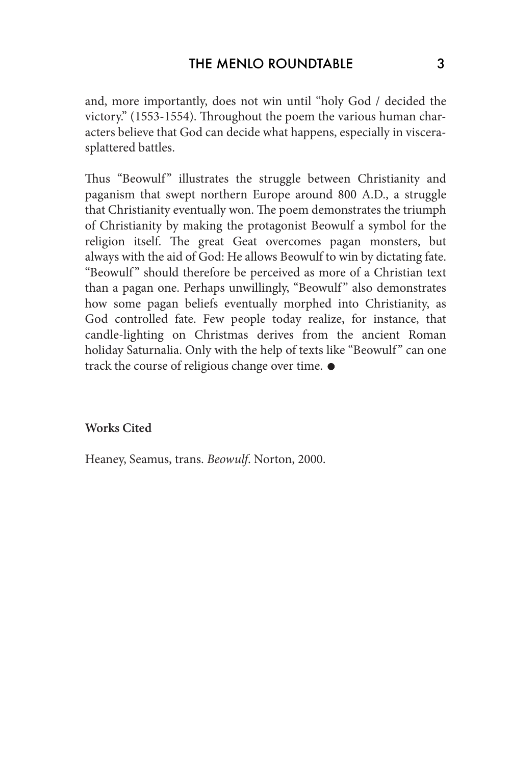and, more importantly, does not win until "holy God / decided the victory." (1553-1554). Throughout the poem the various human characters believe that God can decide what happens, especially in viscera-splattered battles.

Thus "Beowulf" illustrates the struggle between Christianity and paganism that swept northern Europe around 800 A.D., a struggle that Christianity eventually won. The poem demonstrates the triumph of Christianity by making the protagonist Beowulf a symbol for the religion itself. The great Geat overcomes pagan monsters, but always with the aid of God: He allows Beowulf to win by dictating fate. "Beowulf" should therefore be perceived as more of a Christian text than a pagan one. Perhaps unwillingly, "Beowulf" also demonstrates how some pagan beliefs eventually morphed into Christianity, as God controlled fate. Few people today realize, for instance, that candle-lighting on Christmas derives from the ancient Roman holiday Saturnalia. Only with the help of texts like "Beowulf" can one track the course of religious change over time. ●

**Works Cited**

Heaney, Seamus, trans. *Beowulf*. Norton, 2000.